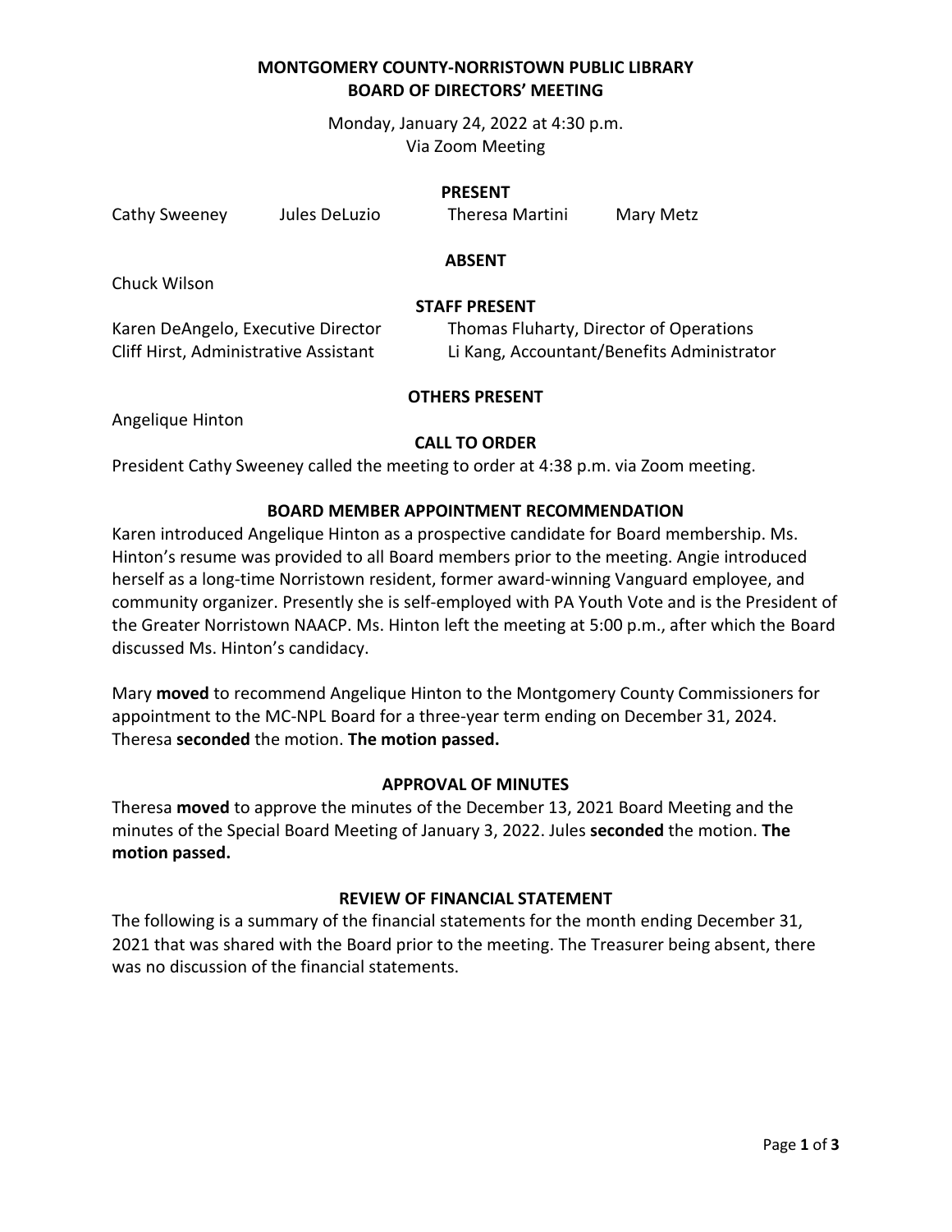# MONTGOMERY COUNTY-NORRISTOWN PUBLIC LIBRARY
# BOARD OF DIRECTORS' MEETING

Monday, January 24, 2022 at 4:30 p.m.
Via Zoom Meeting

### PRESENT

Cathy Sweeney    Jules DeLuzio    Theresa Martini    Mary Metz

### ABSENT

Chuck Wilson

### STAFF PRESENT

Karen DeAngelo, Executive Director    Thomas Fluharty, Director of Operations
Cliff Hirst, Administrative Assistant    Li Kang, Accountant/Benefits Administrator

### OTHERS PRESENT

Angelique Hinton

### CALL TO ORDER

President Cathy Sweeney called the meeting to order at 4:38 p.m. via Zoom meeting.

### BOARD MEMBER APPOINTMENT RECOMMENDATION

Karen introduced Angelique Hinton as a prospective candidate for Board membership. Ms. Hinton's resume was provided to all Board members prior to the meeting. Angie introduced herself as a long-time Norristown resident, former award-winning Vanguard employee, and community organizer. Presently she is self-employed with PA Youth Vote and is the President of the Greater Norristown NAACP. Ms. Hinton left the meeting at 5:00 p.m., after which the Board discussed Ms. Hinton's candidacy.

Mary **moved** to recommend Angelique Hinton to the Montgomery County Commissioners for appointment to the MC-NPL Board for a three-year term ending on December 31, 2024. Theresa **seconded** the motion. **The motion passed.**

### APPROVAL OF MINUTES

Theresa **moved** to approve the minutes of the December 13, 2021 Board Meeting and the minutes of the Special Board Meeting of January 3, 2022. Jules **seconded** the motion. **The motion passed.**

### REVIEW OF FINANCIAL STATEMENT

The following is a summary of the financial statements for the month ending December 31, 2021 that was shared with the Board prior to the meeting. The Treasurer being absent, there was no discussion of the financial statements.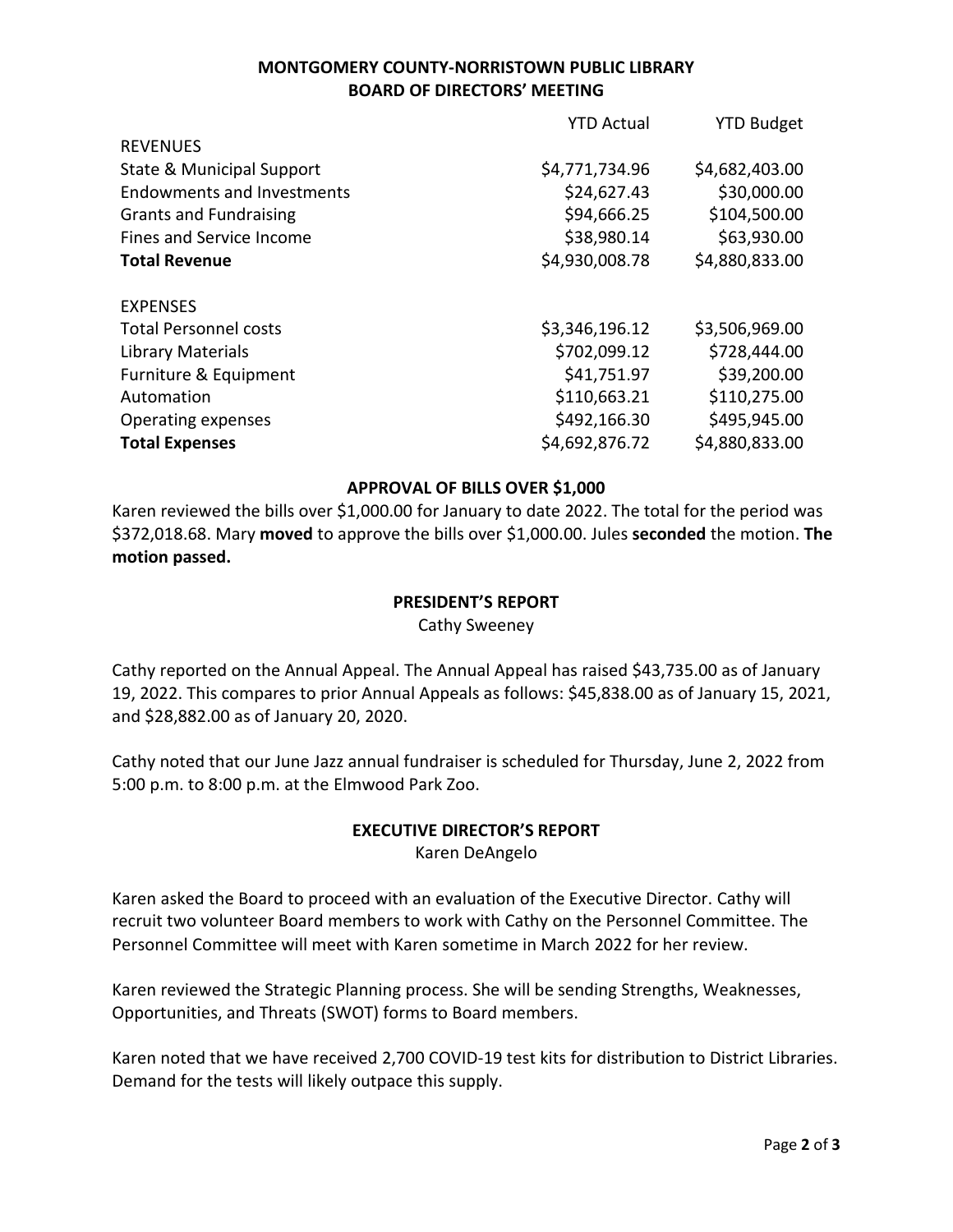**MONTGOMERY COUNTY-NORRISTOWN PUBLIC LIBRARY**
**BOARD OF DIRECTORS' MEETING**

| | YTD Actual | YTD Budget |
|---|---|---|
| REVENUES | | |
| State & Municipal Support | $4,771,734.96 | $4,682,403.00 |
| Endowments and Investments | $24,627.43 | $30,000.00 |
| Grants and Fundraising | $94,666.25 | $104,500.00 |
| Fines and Service Income | $38,980.14 | $63,930.00 |
| **Total Revenue** | $4,930,008.78 | $4,880,833.00 |
| | | |
| EXPENSES | | |
| Total Personnel costs | $3,346,196.12 | $3,506,969.00 |
| Library Materials | $702,099.12 | $728,444.00 |
| Furniture & Equipment | $41,751.97 | $39,200.00 |
| Automation | $110,663.21 | $110,275.00 |
| Operating expenses | $492,166.30 | $495,945.00 |
| **Total Expenses** | $4,692,876.72 | $4,880,833.00 |

## APPROVAL OF BILLS OVER $1,000

Karen reviewed the bills over $1,000.00 for January to date 2022. The total for the period was $372,018.68. Mary **moved** to approve the bills over $1,000.00. Jules **seconded** the motion. **The motion passed.**

## PRESIDENT'S REPORT

Cathy Sweeney

Cathy reported on the Annual Appeal. The Annual Appeal has raised $43,735.00 as of January 19, 2022. This compares to prior Annual Appeals as follows: $45,838.00 as of January 15, 2021, and $28,882.00 as of January 20, 2020.

Cathy noted that our June Jazz annual fundraiser is scheduled for Thursday, June 2, 2022 from 5:00 p.m. to 8:00 p.m. at the Elmwood Park Zoo.

## EXECUTIVE DIRECTOR'S REPORT

Karen DeAngelo

Karen asked the Board to proceed with an evaluation of the Executive Director. Cathy will recruit two volunteer Board members to work with Cathy on the Personnel Committee. The Personnel Committee will meet with Karen sometime in March 2022 for her review.

Karen reviewed the Strategic Planning process. She will be sending Strengths, Weaknesses, Opportunities, and Threats (SWOT) forms to Board members.

Karen noted that we have received 2,700 COVID-19 test kits for distribution to District Libraries. Demand for the tests will likely outpace this supply.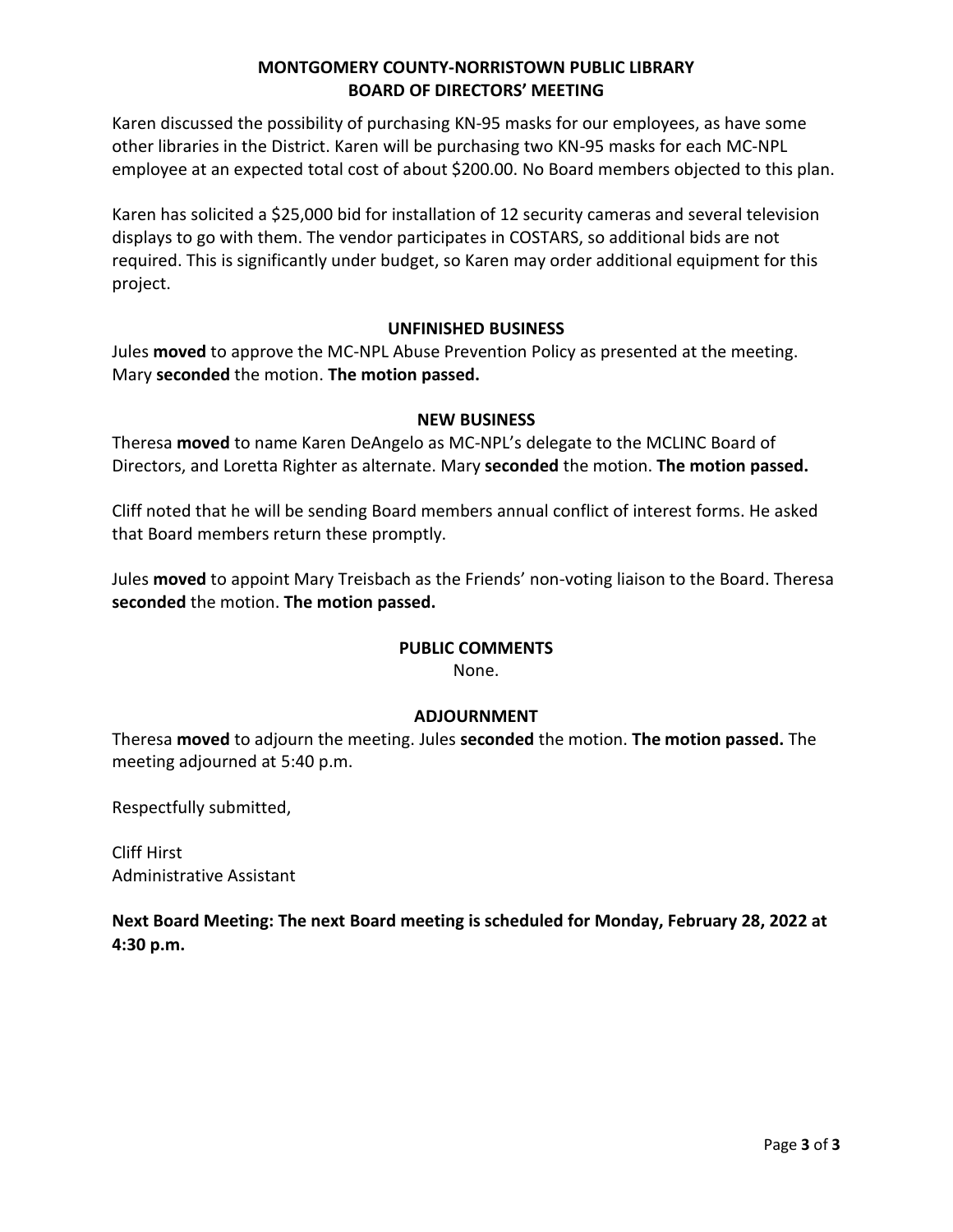**MONTGOMERY COUNTY-NORRISTOWN PUBLIC LIBRARY**
**BOARD OF DIRECTORS' MEETING**

Karen discussed the possibility of purchasing KN-95 masks for our employees, as have some other libraries in the District. Karen will be purchasing two KN-95 masks for each MC-NPL employee at an expected total cost of about $200.00. No Board members objected to this plan.

Karen has solicited a $25,000 bid for installation of 12 security cameras and several television displays to go with them. The vendor participates in COSTARS, so additional bids are not required. This is significantly under budget, so Karen may order additional equipment for this project.

## UNFINISHED BUSINESS

Jules **moved** to approve the MC-NPL Abuse Prevention Policy as presented at the meeting. Mary **seconded** the motion. **The motion passed.**

## NEW BUSINESS

Theresa **moved** to name Karen DeAngelo as MC-NPL's delegate to the MCLINC Board of Directors, and Loretta Righter as alternate. Mary **seconded** the motion. **The motion passed.**

Cliff noted that he will be sending Board members annual conflict of interest forms. He asked that Board members return these promptly.

Jules **moved** to appoint Mary Treisbach as the Friends' non-voting liaison to the Board. Theresa **seconded** the motion. **The motion passed.**

## PUBLIC COMMENTS

None.

## ADJOURNMENT

Theresa **moved** to adjourn the meeting. Jules **seconded** the motion. **The motion passed.** The meeting adjourned at 5:40 p.m.

Respectfully submitted,

Cliff Hirst
Administrative Assistant

**Next Board Meeting: The next Board meeting is scheduled for Monday, February 28, 2022 at 4:30 p.m.**